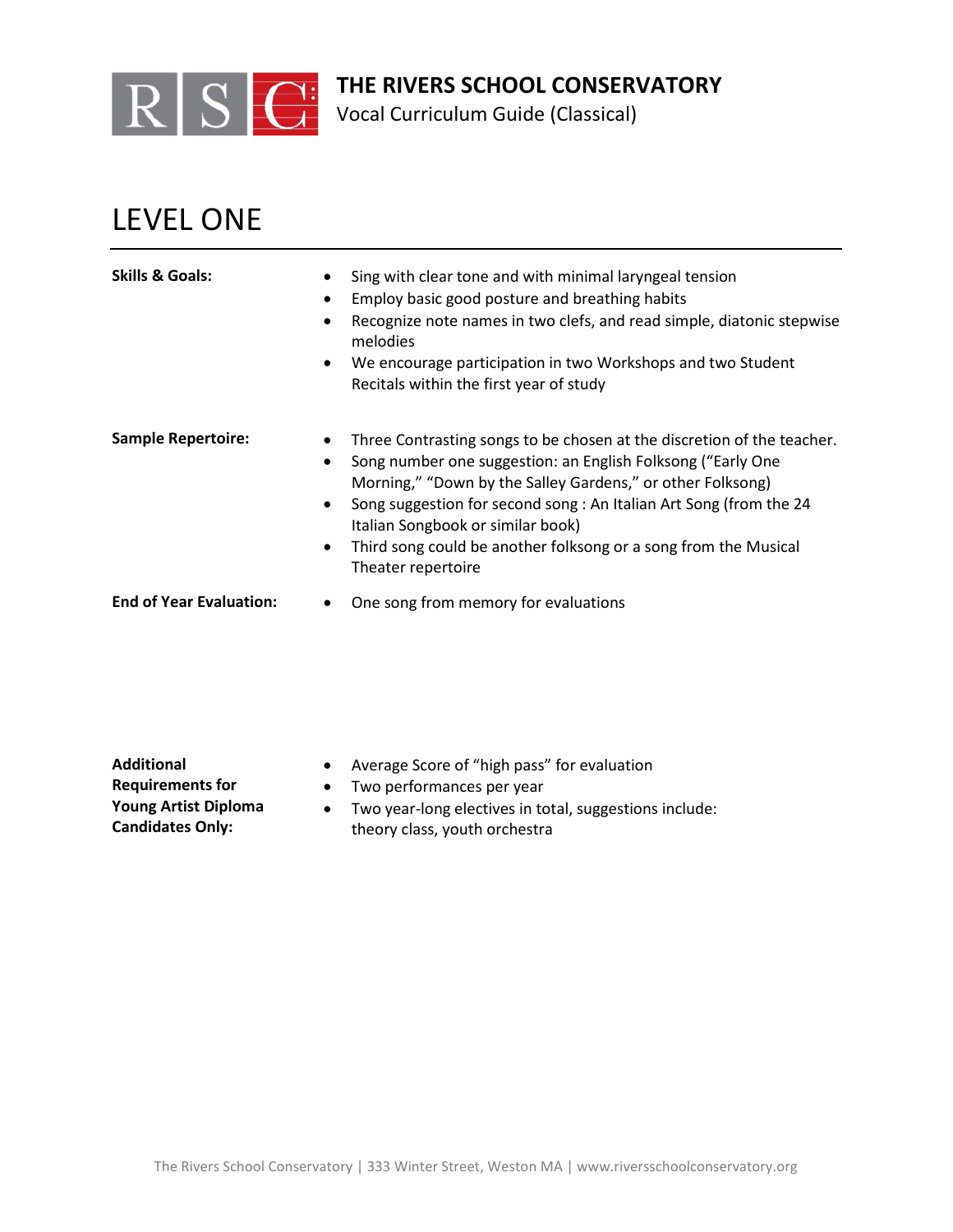# THE RIVERS SCHOOL CONSERVATORY

Vocal Curriculum Guide (Classical)

## LEVEL ONE

**Skills & Goals:**

- Sing with clear tone and with minimal laryngeal tension
- Employ basic good posture and breathing habits
- Recognize note names in two clefs, and read simple, diatonic stepwise melodies
- We encourage participation in two Workshops and two Student Recitals within the first year of study

**Sample Repertoire:**

- Three Contrasting songs to be chosen at the discretion of the teacher.
- Song number one suggestion: an English Folksong ("Early One Morning," "Down by the Salley Gardens," or other Folksong)
- Song suggestion for second song : An Italian Art Song (from the 24 Italian Songbook or similar book)
- Third song could be another folksong or a song from the Musical Theater repertoire

**End of Year Evaluation:**

- One song from memory for evaluations

**Additional Requirements for Young Artist Diploma Candidates Only:**

- Average Score of "high pass" for evaluation
- Two performances per year
- Two year-long electives in total, suggestions include: theory class, youth orchestra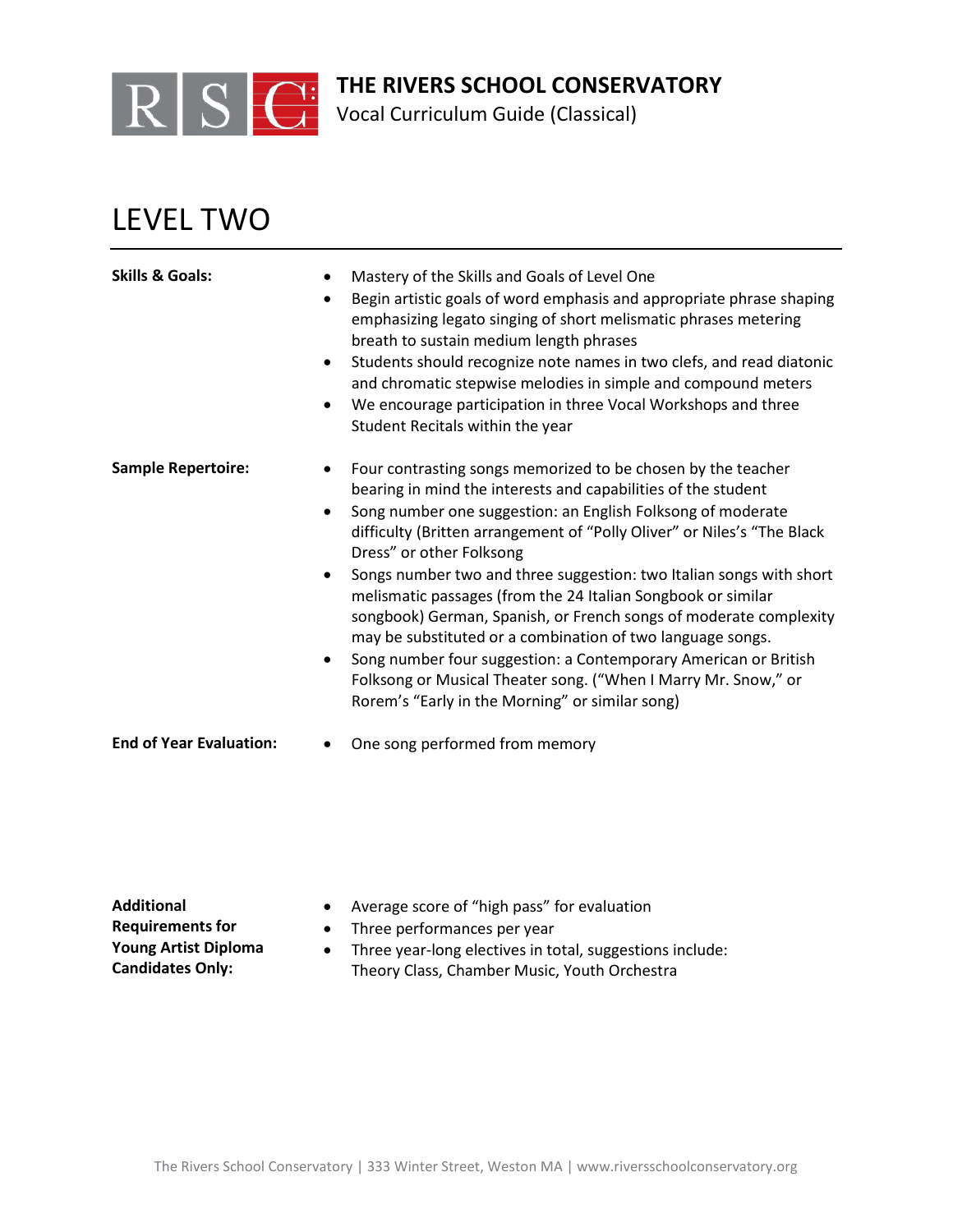# LEVEL TWO

**Skills & Goals:**

- Mastery of the Skills and Goals of Level One
- Begin artistic goals of word emphasis and appropriate phrase shaping emphasizing legato singing of short melismatic phrases metering breath to sustain medium length phrases
- Students should recognize note names in two clefs, and read diatonic and chromatic stepwise melodies in simple and compound meters
- We encourage participation in three Vocal Workshops and three Student Recitals within the year

**Sample Repertoire:**

- Four contrasting songs memorized to be chosen by the teacher bearing in mind the interests and capabilities of the student
- Song number one suggestion: an English Folksong of moderate difficulty (Britten arrangement of "Polly Oliver" or Niles's "The Black Dress" or other Folksong
- Songs number two and three suggestion: two Italian songs with short melismatic passages (from the 24 Italian Songbook or similar songbook) German, Spanish, or French songs of moderate complexity may be substituted or a combination of two language songs.
- Song number four suggestion: a Contemporary American or British Folksong or Musical Theater song. ("When I Marry Mr. Snow," or Rorem's "Early in the Morning" or similar song)

**End of Year Evaluation:**

- One song performed from memory

**Additional Requirements for Young Artist Diploma Candidates Only:**

- Average score of "high pass" for evaluation
- Three performances per year
- Three year-long electives in total, suggestions include: Theory Class, Chamber Music, Youth Orchestra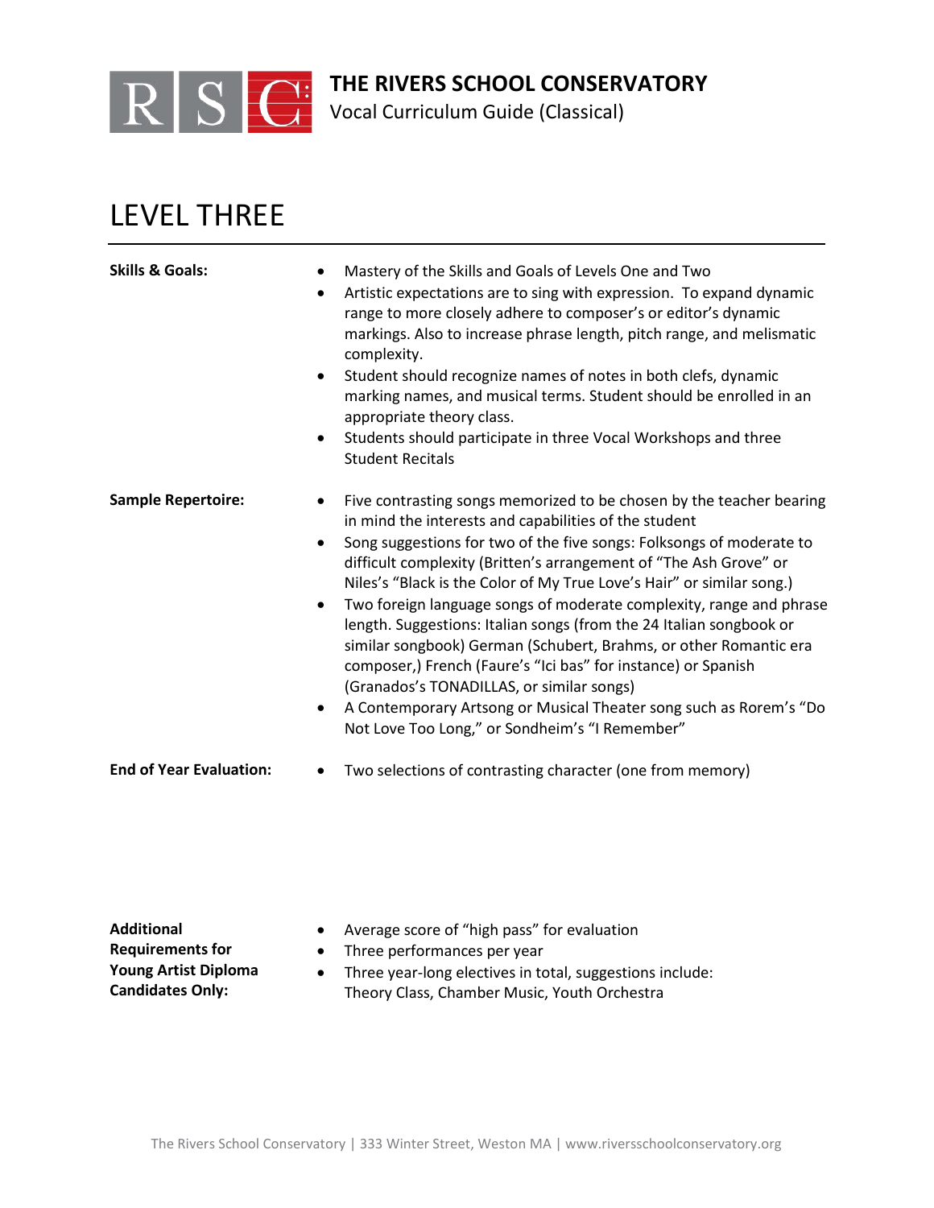**THE RIVERS SCHOOL CONSERVATORY**
Vocal Curriculum Guide (Classical)

# LEVEL THREE

**Skills & Goals:**

- Mastery of the Skills and Goals of Levels One and Two
- Artistic expectations are to sing with expression. To expand dynamic range to more closely adhere to composer's or editor's dynamic markings. Also to increase phrase length, pitch range, and melismatic complexity.
- Student should recognize names of notes in both clefs, dynamic marking names, and musical terms. Student should be enrolled in an appropriate theory class.
- Students should participate in three Vocal Workshops and three Student Recitals

**Sample Repertoire:**

- Five contrasting songs memorized to be chosen by the teacher bearing in mind the interests and capabilities of the student
- Song suggestions for two of the five songs: Folksongs of moderate to difficult complexity (Britten's arrangement of "The Ash Grove" or Niles's "Black is the Color of My True Love's Hair" or similar song.)
- Two foreign language songs of moderate complexity, range and phrase length. Suggestions: Italian songs (from the 24 Italian songbook or similar songbook) German (Schubert, Brahms, or other Romantic era composer,) French (Faure's "Ici bas" for instance) or Spanish (Granados's TONADILLAS, or similar songs)
- A Contemporary Artsong or Musical Theater song such as Rorem's "Do Not Love Too Long," or Sondheim's "I Remember"

**End of Year Evaluation:**

- Two selections of contrasting character (one from memory)

**Additional Requirements for Young Artist Diploma Candidates Only:**

- Average score of "high pass" for evaluation
- Three performances per year
- Three year-long electives in total, suggestions include: Theory Class, Chamber Music, Youth Orchestra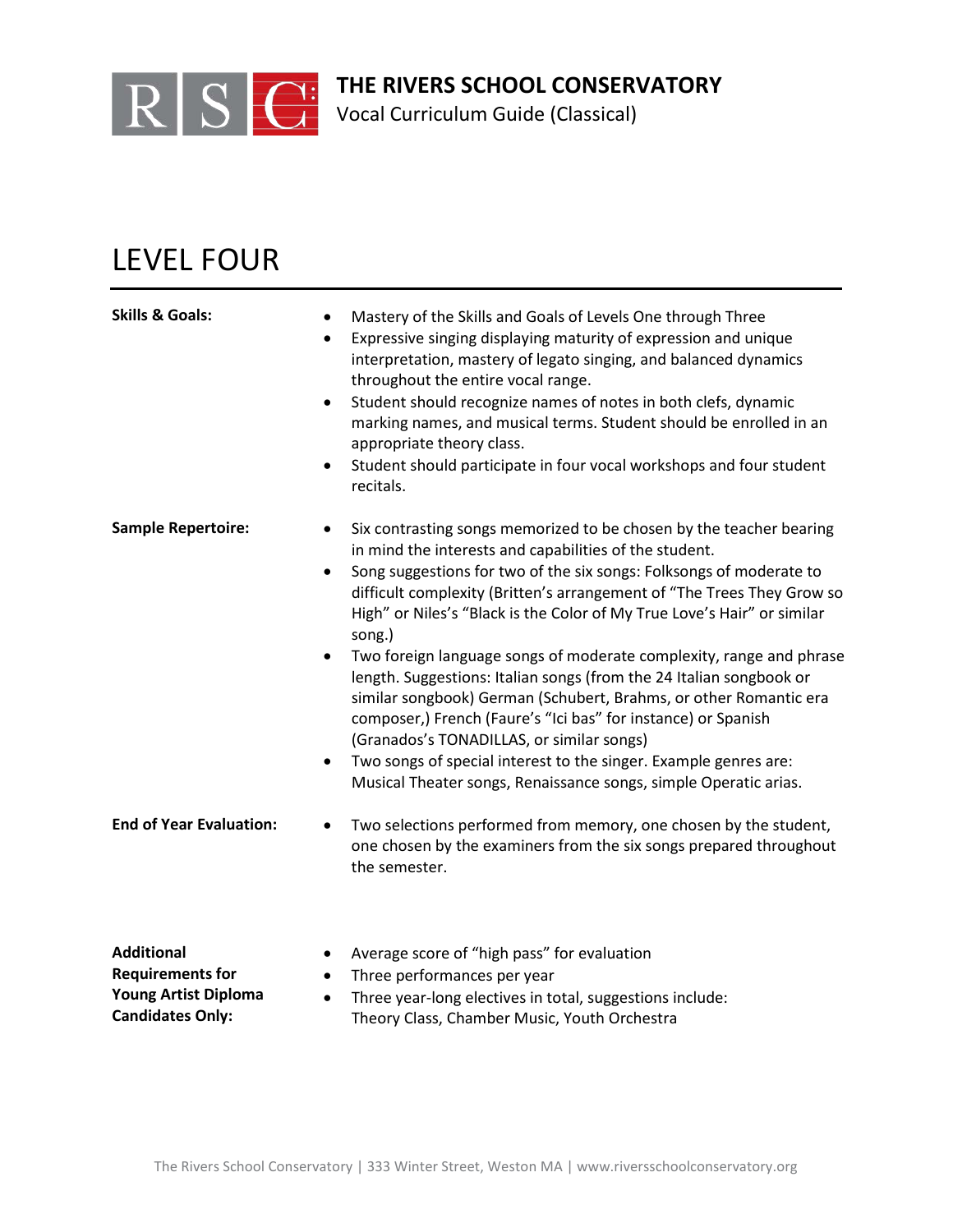# LEVEL FOUR

**Skills & Goals:**

- Mastery of the Skills and Goals of Levels One through Three
- Expressive singing displaying maturity of expression and unique interpretation, mastery of legato singing, and balanced dynamics throughout the entire vocal range.
- Student should recognize names of notes in both clefs, dynamic marking names, and musical terms. Student should be enrolled in an appropriate theory class.
- Student should participate in four vocal workshops and four student recitals.

**Sample Repertoire:**

- Six contrasting songs memorized to be chosen by the teacher bearing in mind the interests and capabilities of the student.
- Song suggestions for two of the six songs: Folksongs of moderate to difficult complexity (Britten's arrangement of "The Trees They Grow so High" or Niles's "Black is the Color of My True Love's Hair" or similar song.)
- Two foreign language songs of moderate complexity, range and phrase length. Suggestions: Italian songs (from the 24 Italian songbook or similar songbook) German (Schubert, Brahms, or other Romantic era composer,) French (Faure's "Ici bas" for instance) or Spanish (Granados's TONADILLAS, or similar songs)
- Two songs of special interest to the singer. Example genres are: Musical Theater songs, Renaissance songs, simple Operatic arias.

**End of Year Evaluation:**

- Two selections performed from memory, one chosen by the student, one chosen by the examiners from the six songs prepared throughout the semester.

**Additional Requirements for Young Artist Diploma Candidates Only:**

- Average score of "high pass" for evaluation
- Three performances per year
- Three year-long electives in total, suggestions include: Theory Class, Chamber Music, Youth Orchestra